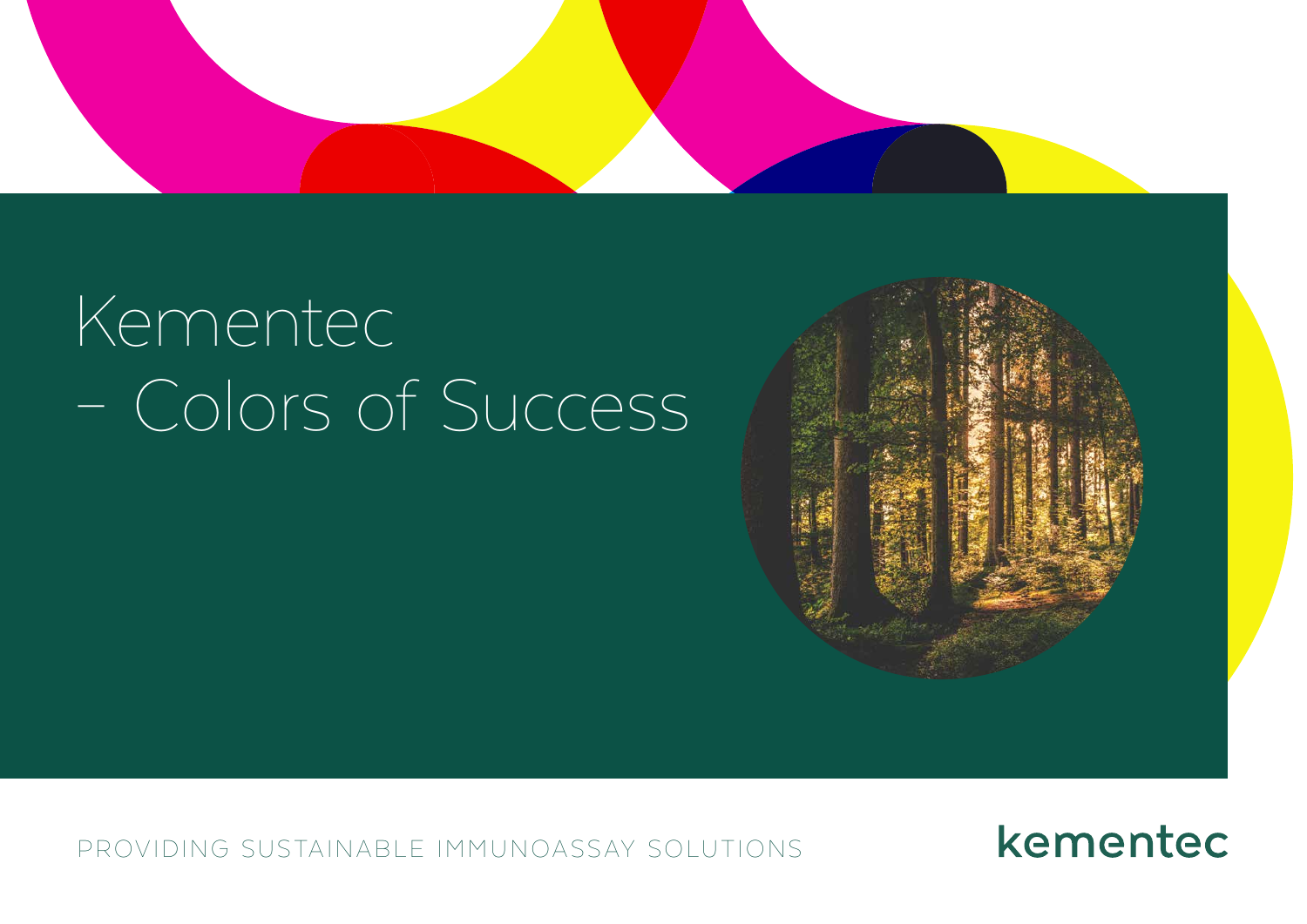# Kementec – Colors of Success

PROVIDING SUSTAINABLE IMMUNOASSAY SOLUTIONS

kementec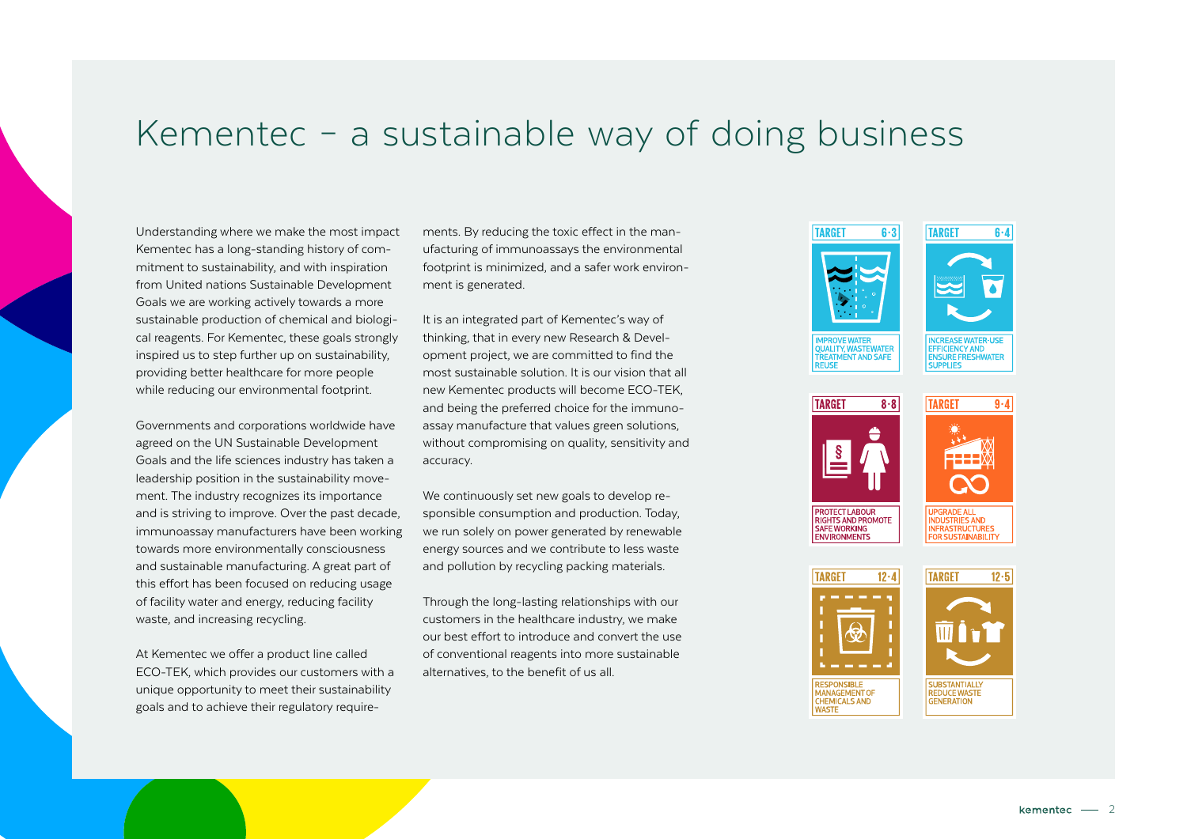# Kementec – a sustainable way of doing business

Understanding where we make the most impact Kementec has a long-standing history of commitment to sustainability, and with inspiration from United nations Sustainable Development Goals we are working actively towards a more sustainable production of chemical and biological reagents. For Kementec, these goals strongly inspired us to step further up on sustainability, providing better healthcare for more people while reducing our environmental footprint.

Governments and corporations worldwide have agreed on the UN Sustainable Development Goals and the life sciences industry has taken a leadership position in the sustainability movement. The industry recognizes its importance and is striving to improve. Over the past decade, immunoassay manufacturers have been working towards more environmentally consciousness and sustainable manufacturing. A great part of this effort has been focused on reducing usage of facility water and energy, reducing facility waste, and increasing recycling.

At Kementec we offer a product line called ECO-TEK, which provides our customers with a unique opportunity to meet their sustainability goals and to achieve their regulatory requirements. By reducing the toxic effect in the manufacturing of immunoassays the environmental footprint is minimized, and a safer work environment is generated.

It is an integrated part of Kementec's way of thinking, that in every new Research & Development project, we are committed to find the most sustainable solution. It is our vision that all new Kementec products will become ECO-TEK, and being the preferred choice for the immunoassay manufacture that values green solutions, without compromising on quality, sensitivity and accuracy.

We continuously set new goals to develop responsible consumption and production. Today, we run solely on power generated by renewable energy sources and we contribute to less waste and pollution by recycling packing materials.

Through the long-lasting relationships with our customers in the healthcare industry, we make our best effort to introduce and convert the use of conventional reagents into more sustainable alternatives, to the benefit of us all.

**TARGET 6·3** – IMPROVE WATER QUALITY, WASTEWATER TREATMENT AND SAFE REUSE

**TARGET 6·4** – INCREASE WATER-USE EFFICIENCY AND ENSURE FRESHWATER SUPPLIES

**TARGET 8·8** – PROTECT LABOUR RIGHTS AND PROMOTE SAFE WORKING ENVIRONMENTS

**TARGET 9·4** – UPGRADE ALL INDUSTRIES AND INFRASTRUCTURES FOR SUSTAINABILITY

**TARGET 12·4** – RESPONSIBLE MANAGEMENT OF CHEMICALS AND WASTE

**TARGET 12·5** – SUBSTANTIALLY REDUCE WASTE GENERATION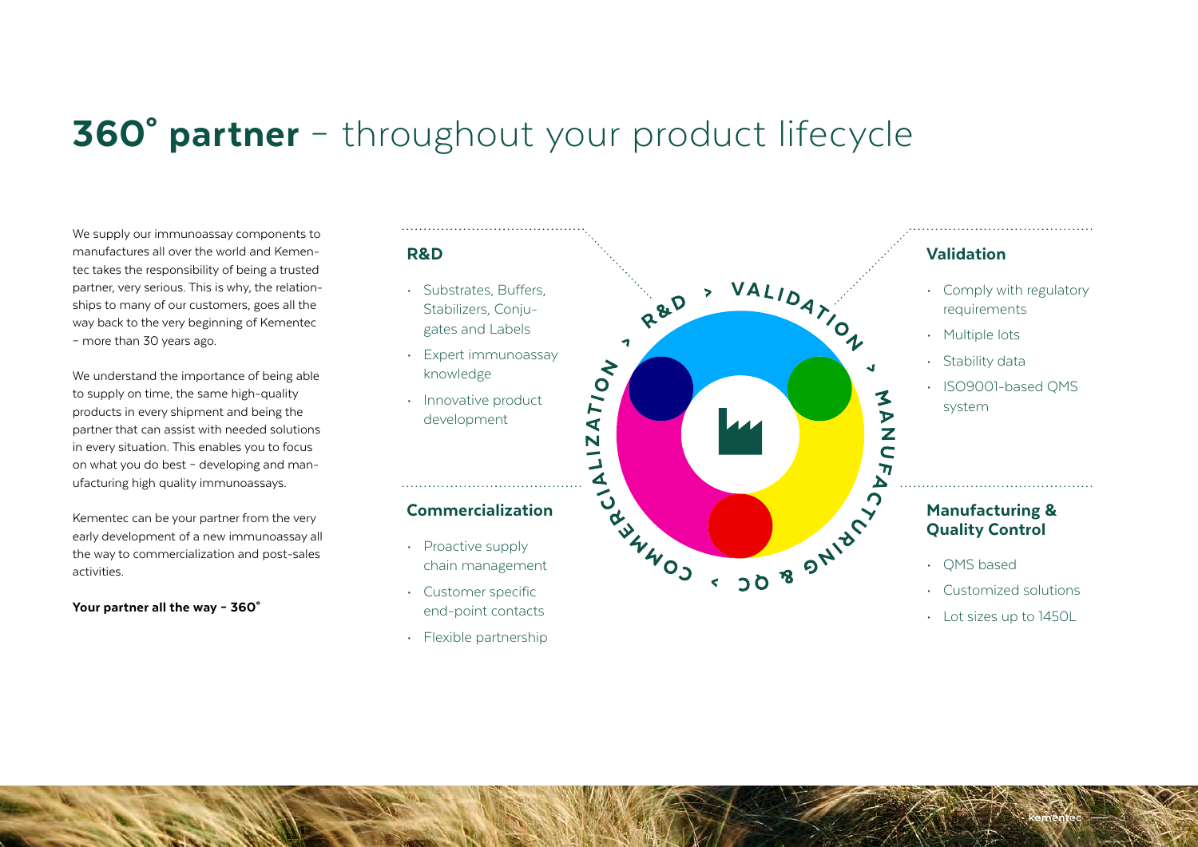# **360° partner** – throughout your product lifecycle

We supply our immunoassay components to manufactures all over the world and Kementec takes the responsibility of being a trusted partner, very serious. This is why, the relationships to many of our customers, goes all the way back to the very beginning of Kementec – more than 30 years ago.

We understand the importance of being able to supply on time, the same high-quality products in every shipment and being the partner that can assist with needed solutions in every situation. This enables you to focus on what you do best – developing and manufacturing high quality immunoassays.

Kementec can be your partner from the very early development of a new immunoassay all the way to commercialization and post-sales activities.

**Your partner all the way – 360°**

## R&D

- Substrates, Buffers, Stabilizers, Conjugates and Labels
- Expert immunoassay knowledge
- Innovative product development

## Validation

- Comply with regulatory requirements
- Multiple lots
- Stability data
- ISO9001-based QMS system

## Manufacturing & Quality Control

- QMS based
- Customized solutions
- Lot sizes up to 1450L

## Commercialization

- Proactive supply chain management
- Customer specific end-point contacts
- Flexible partnership

R&D > VALIDATION > MANUFACTURING & QC > COMMERCIALIZATION >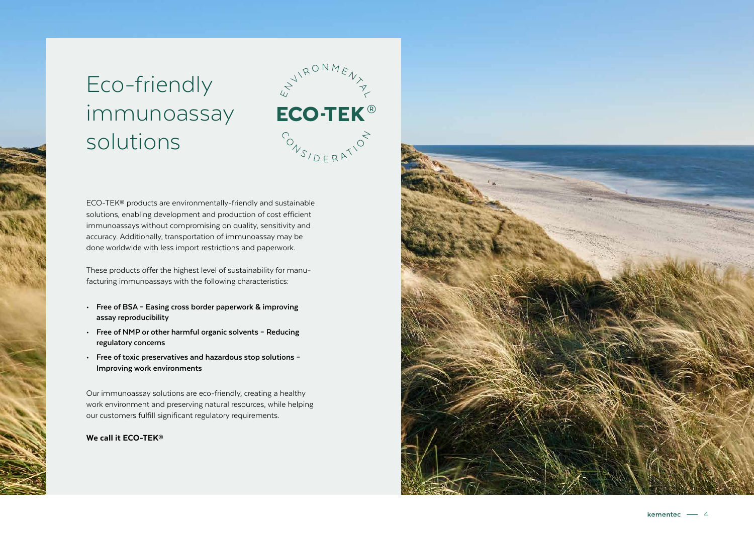# Eco-friendly immunoassay solutions

ENVIRONMENTAL **ECO-TEK®** CONSIDERATION

ECO-TEK® products are environmentally-friendly and sustainable solutions, enabling development and production of cost efficient immunoassays without compromising on quality, sensitivity and accuracy. Additionally, transportation of immunoassay may be done worldwide with less import restrictions and paperwork.

These products offer the highest level of sustainability for manufacturing immunoassays with the following characteristics:

- **Free of BSA – Easing cross border paperwork & improving assay reproducibility**
- **Free of NMP or other harmful organic solvents – Reducing regulatory concerns**
- **Free of toxic preservatives and hazardous stop solutions – Improving work environments**

Our immunoassay solutions are eco-friendly, creating a healthy work environment and preserving natural resources, while helping our customers fulfill significant regulatory requirements.

**We call it ECO-TEK®**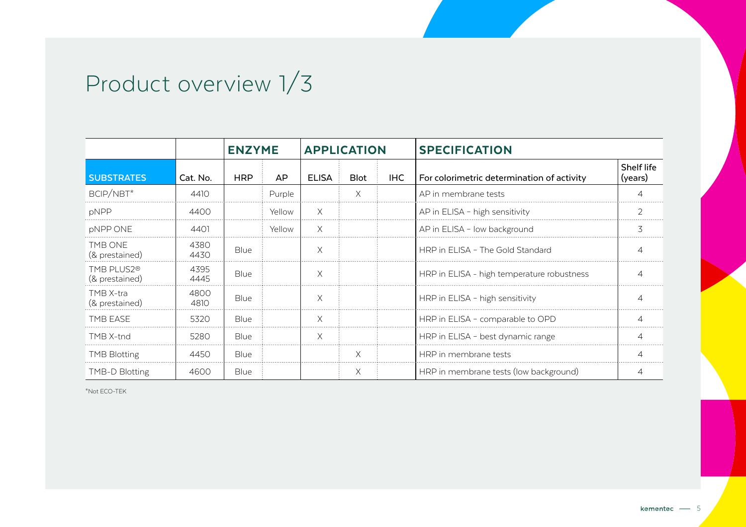# Product overview 1/3

| | | ENZYME | | APPLICATION | | | SPECIFICATION | |
|---|---|---|---|---|---|---|---|---|
| **SUBSTRATES** | Cat. No. | HRP | AP | ELISA | Blot | IHC | For colorimetric determination of activity | Shelf life (years) |
| BCIP/NBT* | 4410 | | Purple | | X | | AP in membrane tests | 4 |
| pNPP | 4400 | | Yellow | X | | | AP in ELISA – high sensitivity | 2 |
| pNPP ONE | 4401 | | Yellow | X | | | AP in ELISA – low background | 3 |
| TMB ONE (& prestained) | 4380 4430 | Blue | | X | | | HRP in ELISA – The Gold Standard | 4 |
| TMB PLUS2® (& prestained) | 4395 4445 | Blue | | X | | | HRP in ELISA - high temperature robustness | 4 |
| TMB X-tra (& prestained) | 4800 4810 | Blue | | X | | | HRP in ELISA – high sensitivity | 4 |
| TMB EASE | 5320 | Blue | | X | | | HRP in ELISA – comparable to OPD | 4 |
| TMB X-tnd | 5280 | Blue | | X | | | HRP in ELISA – best dynamic range | 4 |
| TMB Blotting | 4450 | Blue | | | X | | HRP in membrane tests | 4 |
| TMB-D Blotting | 4600 | Blue | | | X | | HRP in membrane tests (low background) | 4 |

*Not ECO-TEK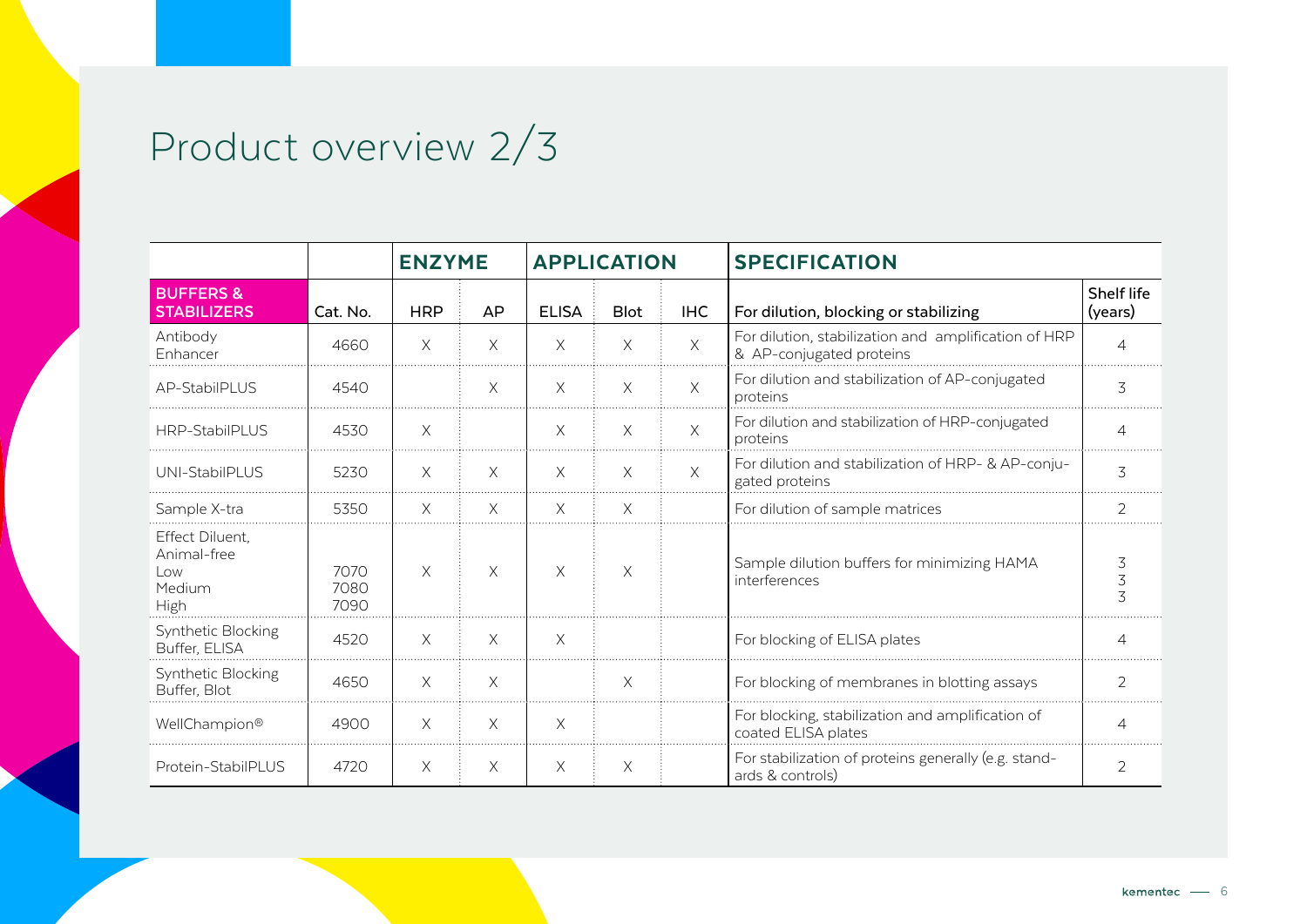# Product overview 2/3

| | | ENZYME | | APPLICATION | | | SPECIFICATION | |
|---|---|---|---|---|---|---|---|---|
| **BUFFERS & STABILIZERS** | Cat. No. | HRP | AP | ELISA | Blot | IHC | For dilution, blocking or stabilizing | Shelf life (years) |
| Antibody Enhancer | 4660 | X | X | X | X | X | For dilution, stabilization and amplification of HRP & AP-conjugated proteins | 4 |
| AP-StabilPLUS | 4540 | | X | X | X | X | For dilution and stabilization of AP-conjugated proteins | 3 |
| HRP-StabilPLUS | 4530 | X | | X | X | X | For dilution and stabilization of HRP-conjugated proteins | 4 |
| UNI-StabilPLUS | 5230 | X | X | X | X | X | For dilution and stabilization of HRP- & AP-conjugated proteins | 3 |
| Sample X-tra | 5350 | X | X | X | X | | For dilution of sample matrices | 2 |
| Effect Diluent, Animal-free<br>Low<br>Medium<br>High | <br><br>7070<br>7080<br>7090 | X | X | X | X | | Sample dilution buffers for minimizing HAMA interferences | <br><br>3<br>3<br>3 |
| Synthetic Blocking Buffer, ELISA | 4520 | X | X | X | | | For blocking of ELISA plates | 4 |
| Synthetic Blocking Buffer, Blot | 4650 | X | X | | X | | For blocking of membranes in blotting assays | 2 |
| WellChampion® | 4900 | X | X | X | | | For blocking, stabilization and amplification of coated ELISA plates | 4 |
| Protein-StabilPLUS | 4720 | X | X | X | X | | For stabilization of proteins generally (e.g. standards & controls) | 2 |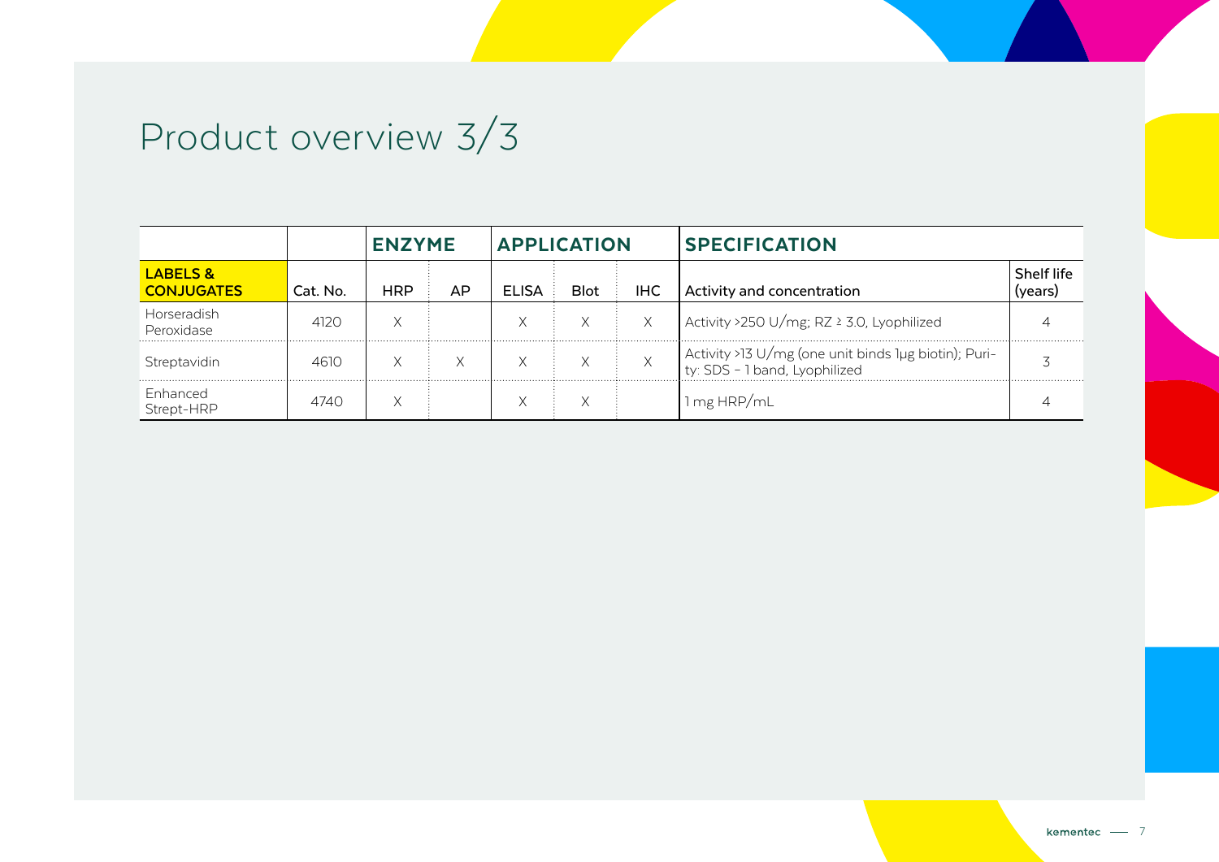# Product overview 3/3

| | | ENZYME | | APPLICATION | | | SPECIFICATION | |
|---|---|---|---|---|---|---|---|---|
| **LABELS & CONJUGATES** | Cat. No. | HRP | AP | ELISA | Blot | IHC | Activity and concentration | Shelf life (years) |
| Horseradish Peroxidase | 4120 | X | | X | X | X | Activity >250 U/mg; RZ ≥ 3.0, Lyophilized | 4 |
| Streptavidin | 4610 | X | X | X | X | X | Activity >13 U/mg (one unit binds 1µg biotin); Purity: SDS – 1 band, Lyophilized | 3 |
| Enhanced Strept-HRP | 4740 | X | | X | X | | 1 mg HRP/mL | 4 |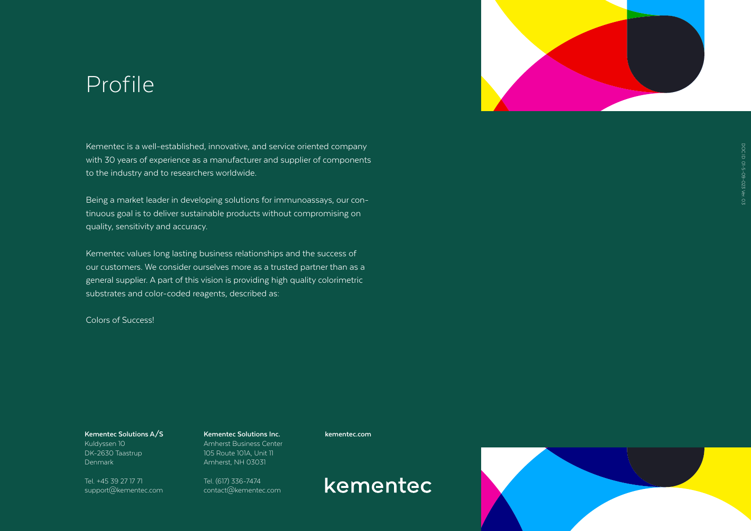# Profile

Kementec is a well-established, innovative, and service oriented company with 30 years of experience as a manufacturer and supplier of components to the industry and to researchers worldwide.

Being a market leader in developing solutions for immunoassays, our continuous goal is to deliver sustainable products without compromising on quality, sensitivity and accuracy.

Kementec values long lasting business relationships and the success of our customers. We consider ourselves more as a trusted partner than as a general supplier. A part of this vision is providing high quality colorimetric substrates and color-coded reagents, described as:

Colors of Success!

**Kementec Solutions A/S**
Kuldyssen 10
DK-2630 Taastrup
Denmark

Tel. +45 39 27 17 71
support@kementec.com

**Kementec Solutions Inc.**
Amherst Business Center
105 Route 101A, Unit 11
Amherst, NH 03031

Tel. (617) 336-7474
contact@kementec.com

**kementec.com**

kementec

DOC ID 01-5-09-023 Ver. 03